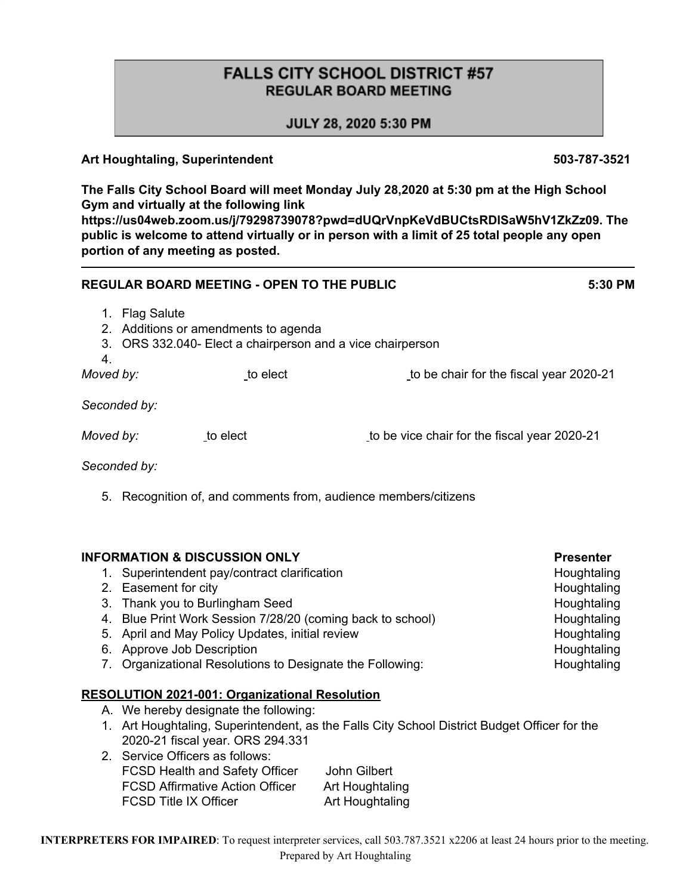# FALLS CITY SCHOOL DISTRICT #57

## REGULAR BOARD MEETING

### JULY 28, 2020 5:30 PM

**Art Houghtaling, Superintendent** **503-787-3521**

**The Falls City School Board will meet Monday July 28,2020 at 5:30 pm at the High School Gym and virtually at the following link https://us04web.zoom.us/j/79298739078?pwd=dUQrVnpKeVdBUCtsRDlSaW5hV1ZkZz09. The public is welcome to attend virtually or in person with a limit of 25 total people any open portion of any meeting as posted.**

---

**REGULAR BOARD MEETING - OPEN TO THE PUBLIC** **5:30 PM**

1. Flag Salute
2. Additions or amendments to agenda
3. ORS 332.040- Elect a chairperson and a vice chairperson
4. 

*Moved by:* to elect to be chair for the fiscal year 2020-21

*Seconded by:*

*Moved by:* to elect to be vice chair for the fiscal year 2020-21

*Seconded by:*

5. Recognition of, and comments from, audience members/citizens

**INFORMATION & DISCUSSION ONLY** **Presenter**

1. Superintendent pay/contract clarification — Houghtaling
2. Easement for city — Houghtaling
3. Thank you to Burlingham Seed — Houghtaling
4. Blue Print Work Session 7/28/20 (coming back to school) — Houghtaling
5. April and May Policy Updates, initial review — Houghtaling
6. Approve Job Description — Houghtaling
7. Organizational Resolutions to Designate the Following: — Houghtaling

**RESOLUTION 2021-001: Organizational Resolution**

A. We hereby designate the following:

1. Art Houghtaling, Superintendent, as the Falls City School District Budget Officer for the 2020-21 fiscal year. ORS 294.331
2. Service Officers as follows:
   FCSD Health and Safety Officer John Gilbert
   FCSD Affirmative Action Officer Art Houghtaling
   FCSD Title IX Officer Art Houghtaling

**INTERPRETERS FOR IMPAIRED**: To request interpreter services, call 503.787.3521 x2206 at least 24 hours prior to the meeting.
Prepared by Art Houghtaling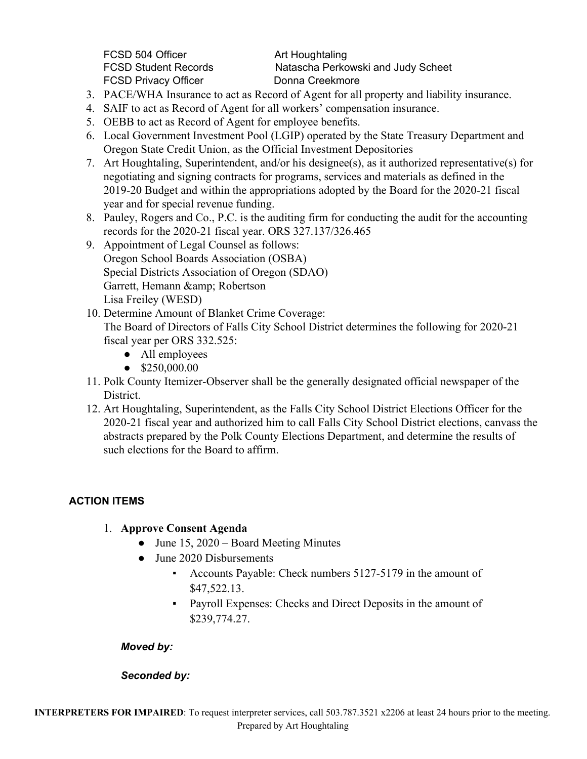FCSD 504 Officer Art Houghtaling
FCSD Student Records Natascha Perkowski and Judy Scheet
FCSD Privacy Officer Donna Creekmore

3. PACE/WHA Insurance to act as Record of Agent for all property and liability insurance.
4. SAIF to act as Record of Agent for all workers' compensation insurance.
5. OEBB to act as Record of Agent for employee benefits.
6. Local Government Investment Pool (LGIP) operated by the State Treasury Department and Oregon State Credit Union, as the Official Investment Depositories
7. Art Houghtaling, Superintendent, and/or his designee(s), as it authorized representative(s) for negotiating and signing contracts for programs, services and materials as defined in the 2019-20 Budget and within the appropriations adopted by the Board for the 2020-21 fiscal year and for special revenue funding.
8. Pauley, Rogers and Co., P.C. is the auditing firm for conducting the audit for the accounting records for the 2020-21 fiscal year. ORS 327.137/326.465
9. Appointment of Legal Counsel as follows:
   Oregon School Boards Association (OSBA)
   Special Districts Association of Oregon (SDAO)
   Garrett, Hemann &amp; Robertson
   Lisa Freiley (WESD)
10. Determine Amount of Blanket Crime Coverage:
    The Board of Directors of Falls City School District determines the following for 2020-21 fiscal year per ORS 332.525:
    - All employees
    - $250,000.00
11. Polk County Itemizer-Observer shall be the generally designated official newspaper of the District.
12. Art Houghtaling, Superintendent, as the Falls City School District Elections Officer for the 2020-21 fiscal year and authorized him to call Falls City School District elections, canvass the abstracts prepared by the Polk County Elections Department, and determine the results of such elections for the Board to affirm.

## ACTION ITEMS

1. **Approve Consent Agenda**
   - June 15, 2020 – Board Meeting Minutes
   - June 2020 Disbursements
     - Accounts Payable: Check numbers 5127-5179 in the amount of $47,522.13.
     - Payroll Expenses: Checks and Direct Deposits in the amount of $239,774.27.

   ***Moved by:***

   ***Seconded by:***

**INTERPRETERS FOR IMPAIRED**: To request interpreter services, call 503.787.3521 x2206 at least 24 hours prior to the meeting.
Prepared by Art Houghtaling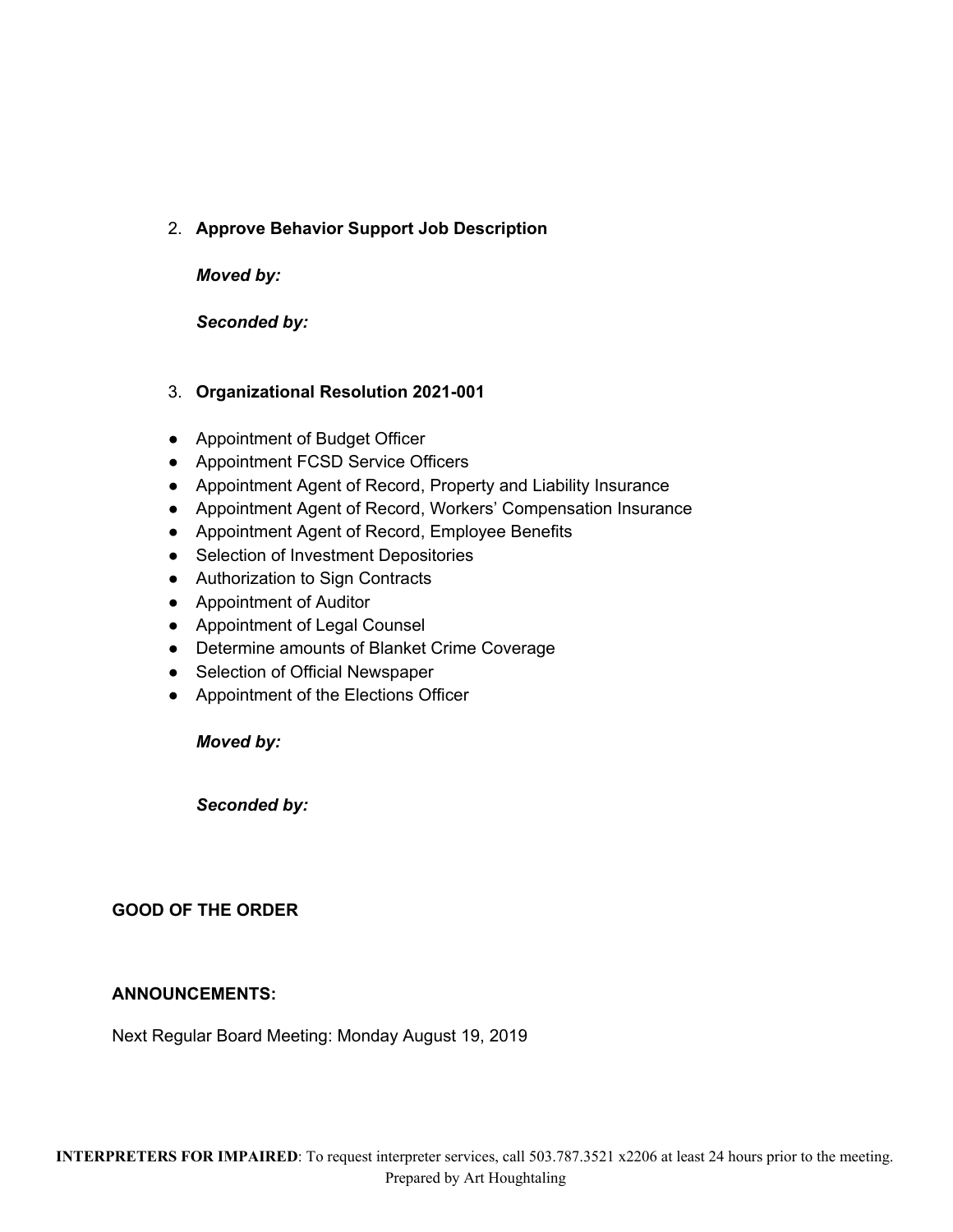2. **Approve Behavior Support Job Description**

   ***Moved by:***

   ***Seconded by:***

3. **Organizational Resolution 2021-001**

- Appointment of Budget Officer
- Appointment FCSD Service Officers
- Appointment Agent of Record, Property and Liability Insurance
- Appointment Agent of Record, Workers' Compensation Insurance
- Appointment Agent of Record, Employee Benefits
- Selection of Investment Depositories
- Authorization to Sign Contracts
- Appointment of Auditor
- Appointment of Legal Counsel
- Determine amounts of Blanket Crime Coverage
- Selection of Official Newspaper
- Appointment of the Elections Officer

   ***Moved by:***

   ***Seconded by:***

**GOOD OF THE ORDER**

**ANNOUNCEMENTS:**

Next Regular Board Meeting: Monday August 19, 2019

**INTERPRETERS FOR IMPAIRED**: To request interpreter services, call 503.787.3521 x2206 at least 24 hours prior to the meeting.
Prepared by Art Houghtaling